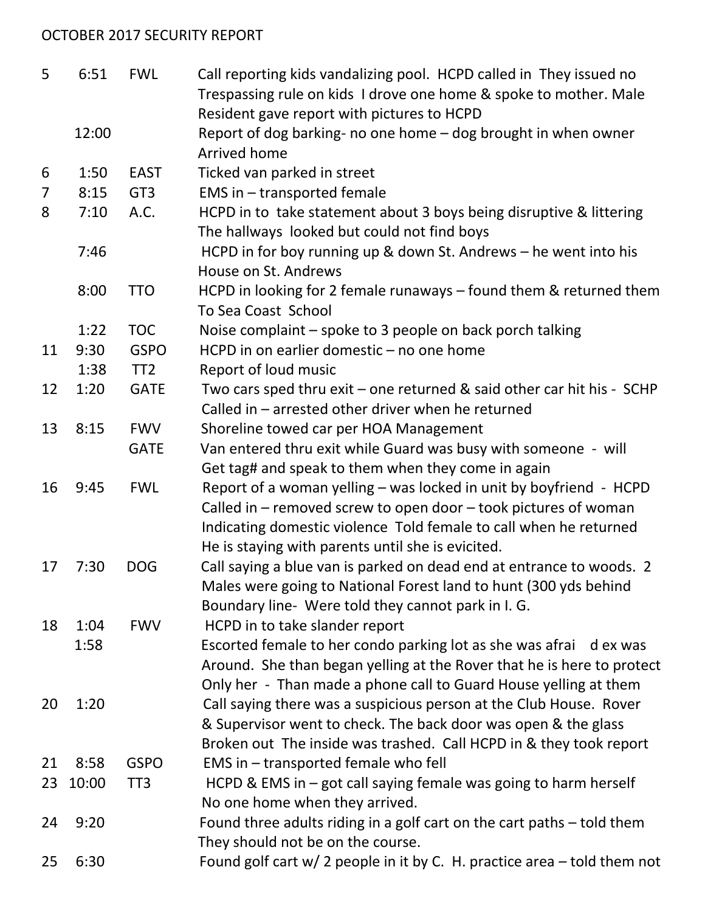OCTOBER 2017 SECURITY REPORT

| Date | Time | Location | Description |
|---|---|---|---|
| 5 | 6:51 | FWL | Call reporting kids vandalizing pool. HCPD called in They issued no Trespassing rule on kids I drove one home & spoke to mother. Male Resident gave report with pictures to HCPD |
| | 12:00 | | Report of dog barking- no one home – dog brought in when owner Arrived home |
| 6 | 1:50 | EAST | Ticked van parked in street |
| 7 | 8:15 | GT3 | EMS in – transported female |
| 8 | 7:10 | A.C. | HCPD in to take statement about 3 boys being disruptive & littering The hallways looked but could not find boys |
| | 7:46 | | HCPD in for boy running up & down St. Andrews – he went into his House on St. Andrews |
| | 8:00 | TTO | HCPD in looking for 2 female runaways – found them & returned them To Sea Coast School |
| | 1:22 | TOC | Noise complaint – spoke to 3 people on back porch talking |
| 11 | 9:30 | GSPO | HCPD in on earlier domestic – no one home |
| | 1:38 | TT2 | Report of loud music |
| 12 | 1:20 | GATE | Two cars sped thru exit – one returned & said other car hit his - SCHP Called in – arrested other driver when he returned |
| 13 | 8:15 | FWV | Shoreline towed car per HOA Management |
| | | GATE | Van entered thru exit while Guard was busy with someone - will Get tag# and speak to them when they come in again |
| 16 | 9:45 | FWL | Report of a woman yelling – was locked in unit by boyfriend - HCPD Called in – removed screw to open door – took pictures of woman Indicating domestic violence Told female to call when he returned He is staying with parents until she is evicited. |
| 17 | 7:30 | DOG | Call saying a blue van is parked on dead end at entrance to woods. 2 Males were going to National Forest land to hunt (300 yds behind Boundary line- Were told they cannot park in I. G. |
| 18 | 1:04 | FWV | HCPD in to take slander report |
| | 1:58 | | Escorted female to her condo parking lot as she was afrai d ex was Around. She than began yelling at the Rover that he is here to protect Only her - Than made a phone call to Guard House yelling at them |
| 20 | 1:20 | | Call saying there was a suspicious person at the Club House. Rover & Supervisor went to check. The back door was open & the glass Broken out The inside was trashed. Call HCPD in & they took report |
| 21 | 8:58 | GSPO | EMS in – transported female who fell |
| 23 | 10:00 | TT3 | HCPD & EMS in – got call saying female was going to harm herself No one home when they arrived. |
| 24 | 9:20 | | Found three adults riding in a golf cart on the cart paths – told them They should not be on the course. |
| 25 | 6:30 | | Found golf cart w/ 2 people in it by C. H. practice area – told them not |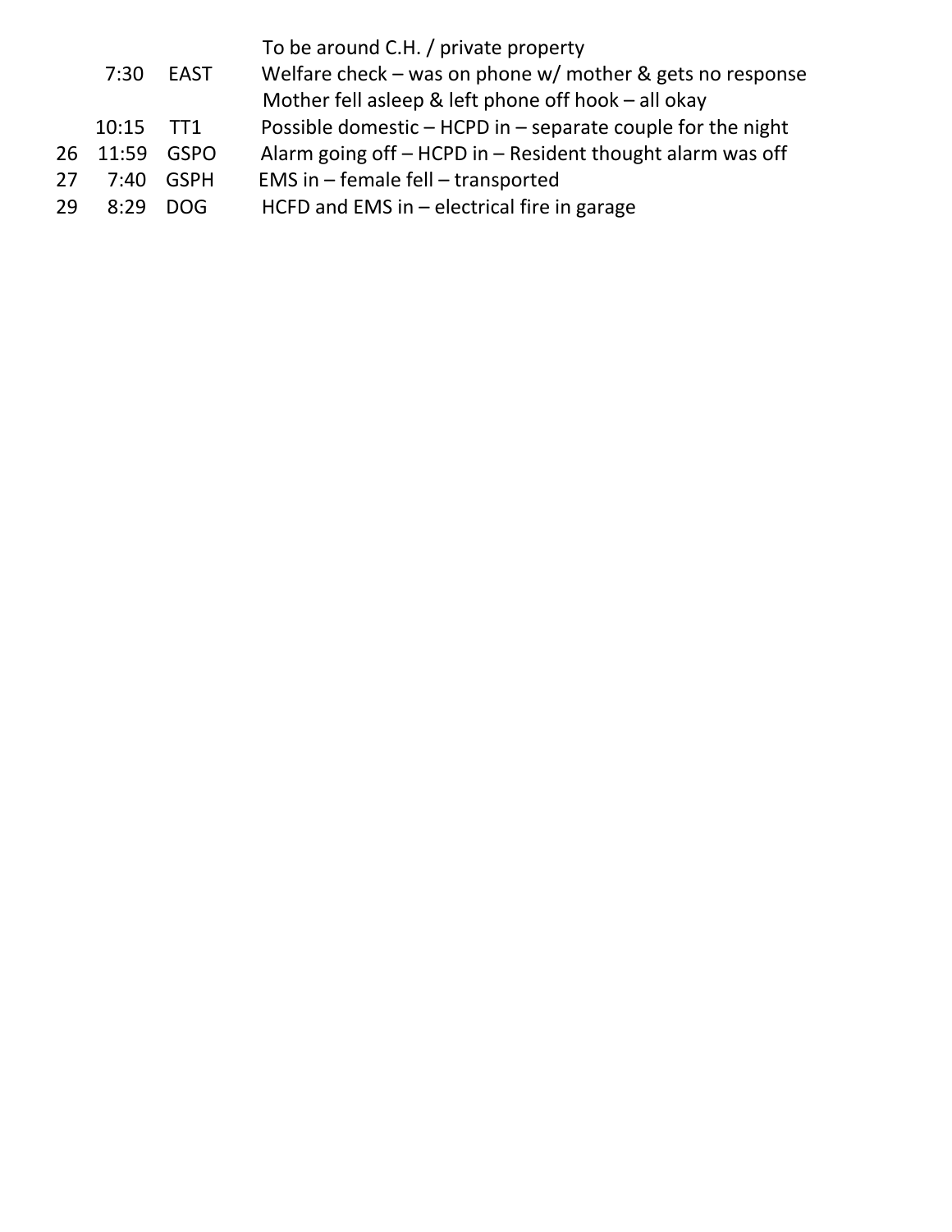| | | | |
|---|---|---|---|
| | | | To be around C.H. / private property |
| | 7:30 | EAST | Welfare check – was on phone w/ mother & gets no response |
| | | | Mother fell asleep & left phone off hook – all okay |
| | 10:15 | TT1 | Possible domestic – HCPD in – separate couple for the night |
| 26 | 11:59 | GSPO | Alarm going off – HCPD in – Resident thought alarm was off |
| 27 | 7:40 | GSPH | EMS in – female fell – transported |
| 29 | 8:29 | DOG | HCFD and EMS in – electrical fire in garage |